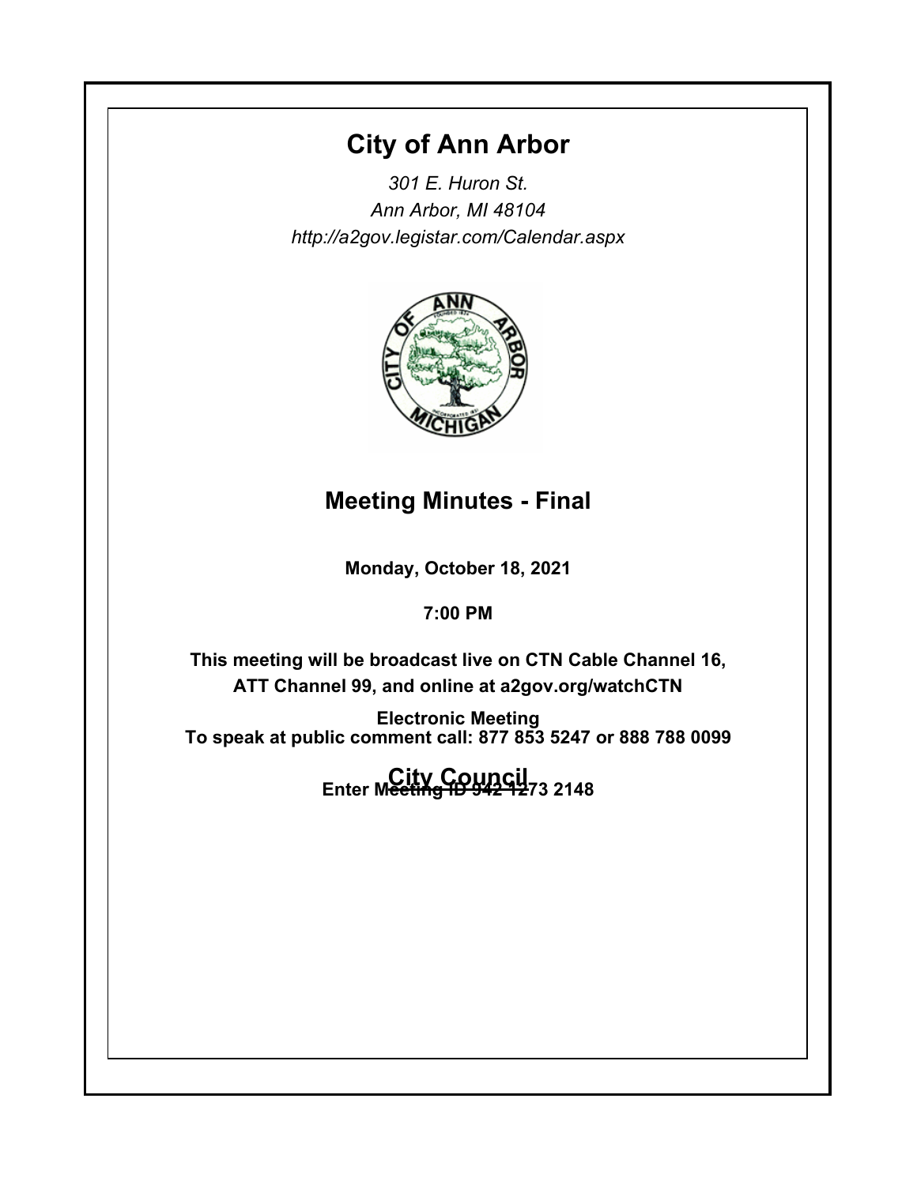# City of Ann Arbor

*301 E. Huron St.*
*Ann Arbor, MI 48104*
*http://a2gov.legistar.com/Calendar.aspx*

## Meeting Minutes - Final

**Monday, October 18, 2021**

**7:00 PM**

**This meeting will be broadcast live on CTN Cable Channel 16, ATT Channel 99, and online at a2gov.org/watchCTN**

**Electronic Meeting**
**To speak at public comment call: 877 853 5247 or 888 788 0099**
**Enter Meeting ID 942 1273 2148**

## City Council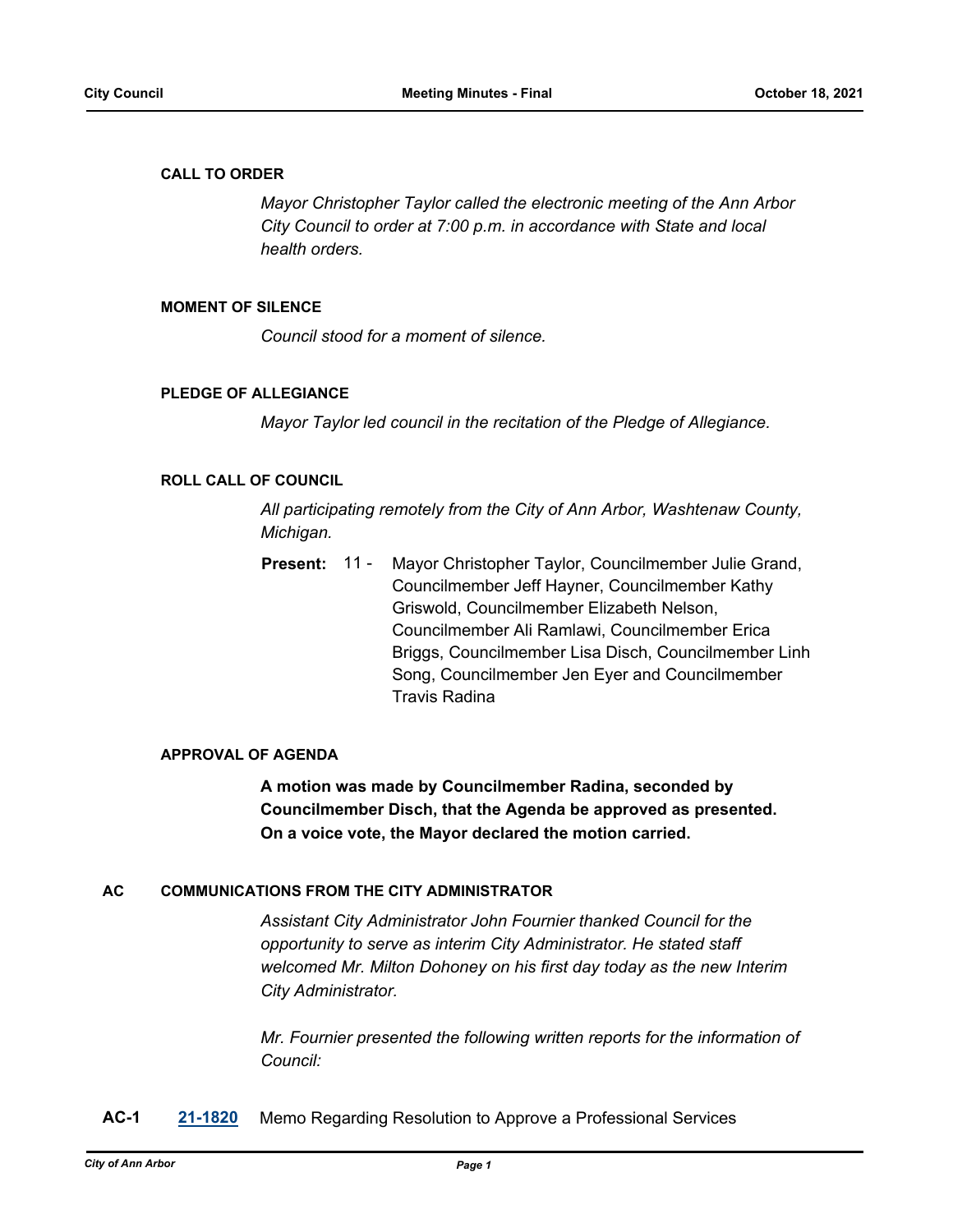### CALL TO ORDER

*Mayor Christopher Taylor called the electronic meeting of the Ann Arbor City Council to order at 7:00 p.m. in accordance with State and local health orders.*

### MOMENT OF SILENCE

*Council stood for a moment of silence.*

### PLEDGE OF ALLEGIANCE

*Mayor Taylor led council in the recitation of the Pledge of Allegiance.*

### ROLL CALL OF COUNCIL

*All participating remotely from the City of Ann Arbor, Washtenaw County, Michigan.*

**Present:** 11 - Mayor Christopher Taylor, Councilmember Julie Grand, Councilmember Jeff Hayner, Councilmember Kathy Griswold, Councilmember Elizabeth Nelson, Councilmember Ali Ramlawi, Councilmember Erica Briggs, Councilmember Lisa Disch, Councilmember Linh Song, Councilmember Jen Eyer and Councilmember Travis Radina

### APPROVAL OF AGENDA

**A motion was made by Councilmember Radina, seconded by Councilmember Disch, that the Agenda be approved as presented. On a voice vote, the Mayor declared the motion carried.**

### AC COMMUNICATIONS FROM THE CITY ADMINISTRATOR

*Assistant City Administrator John Fournier thanked Council for the opportunity to serve as interim City Administrator. He stated staff welcomed Mr. Milton Dohoney on his first day today as the new Interim City Administrator.*

*Mr. Fournier presented the following written reports for the information of Council:*

**AC-1** **21-1820** Memo Regarding Resolution to Approve a Professional Services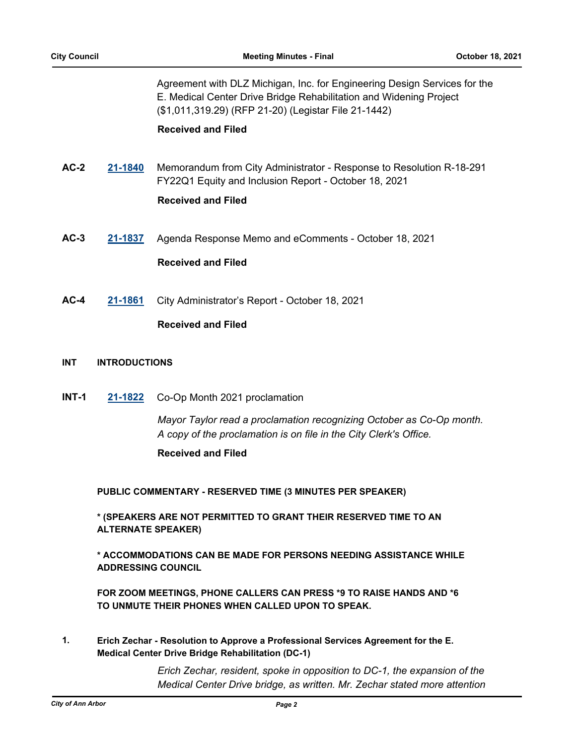Agreement with DLZ Michigan, Inc. for Engineering Design Services for the E. Medical Center Drive Bridge Rehabilitation and Widening Project ($1,011,319.29) (RFP 21-20) (Legistar File 21-1442)

**Received and Filed**

**AC-2** [21-1840] Memorandum from City Administrator - Response to Resolution R-18-291 FY22Q1 Equity and Inclusion Report - October 18, 2021

**Received and Filed**

**AC-3** [21-1837] Agenda Response Memo and eComments - October 18, 2021

**Received and Filed**

**AC-4** [21-1861] City Administrator's Report - October 18, 2021

**Received and Filed**

## INT INTRODUCTIONS

**INT-1** [21-1822] Co-Op Month 2021 proclamation

*Mayor Taylor read a proclamation recognizing October as Co-Op month. A copy of the proclamation is on file in the City Clerk's Office.*

**Received and Filed**

**PUBLIC COMMENTARY - RESERVED TIME (3 MINUTES PER SPEAKER)**

*** (SPEAKERS ARE NOT PERMITTED TO GRANT THEIR RESERVED TIME TO AN ALTERNATE SPEAKER)**

*** ACCOMMODATIONS CAN BE MADE FOR PERSONS NEEDING ASSISTANCE WHILE ADDRESSING COUNCIL**

**FOR ZOOM MEETINGS, PHONE CALLERS CAN PRESS *9 TO RAISE HANDS AND *6 TO UNMUTE THEIR PHONES WHEN CALLED UPON TO SPEAK.**

**1. Erich Zechar - Resolution to Approve a Professional Services Agreement for the E. Medical Center Drive Bridge Rehabilitation (DC-1)**

*Erich Zechar, resident, spoke in opposition to DC-1, the expansion of the Medical Center Drive bridge, as written. Mr. Zechar stated more attention*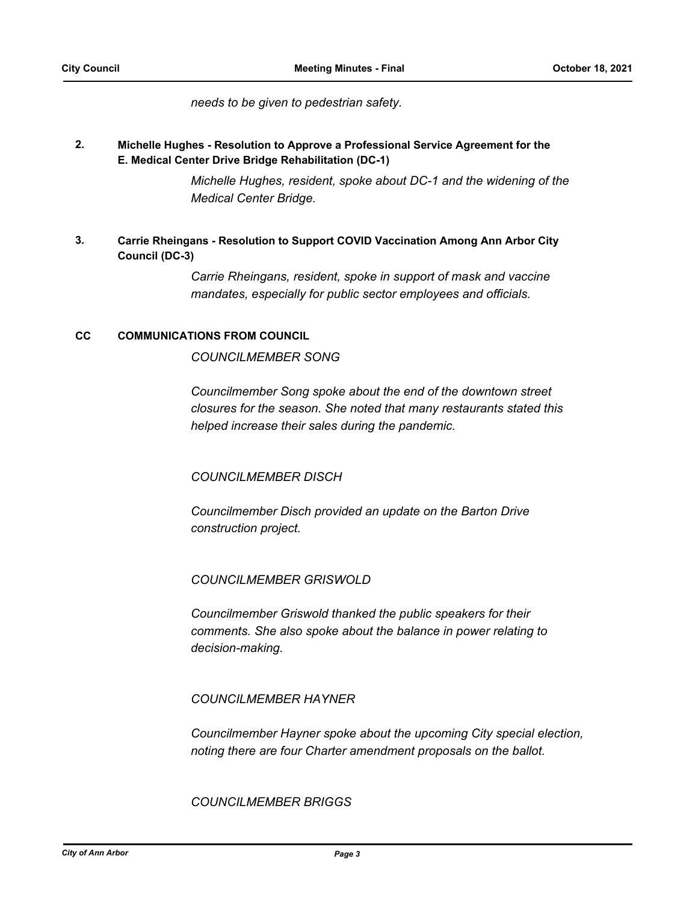*needs to be given to pedestrian safety.*

**2. Michelle Hughes - Resolution to Approve a Professional Service Agreement for the E. Medical Center Drive Bridge Rehabilitation (DC-1)**

*Michelle Hughes, resident, spoke about DC-1 and the widening of the Medical Center Bridge.*

**3. Carrie Rheingans - Resolution to Support COVID Vaccination Among Ann Arbor City Council (DC-3)**

*Carrie Rheingans, resident, spoke in support of mask and vaccine mandates, especially for public sector employees and officials.*

## CC COMMUNICATIONS FROM COUNCIL

*COUNCILMEMBER SONG*

*Councilmember Song spoke about the end of the downtown street closures for the season. She noted that many restaurants stated this helped increase their sales during the pandemic.*

*COUNCILMEMBER DISCH*

*Councilmember Disch provided an update on the Barton Drive construction project.*

*COUNCILMEMBER GRISWOLD*

*Councilmember Griswold thanked the public speakers for their comments. She also spoke about the balance in power relating to decision-making.*

*COUNCILMEMBER HAYNER*

*Councilmember Hayner spoke about the upcoming City special election, noting there are four Charter amendment proposals on the ballot.*

*COUNCILMEMBER BRIGGS*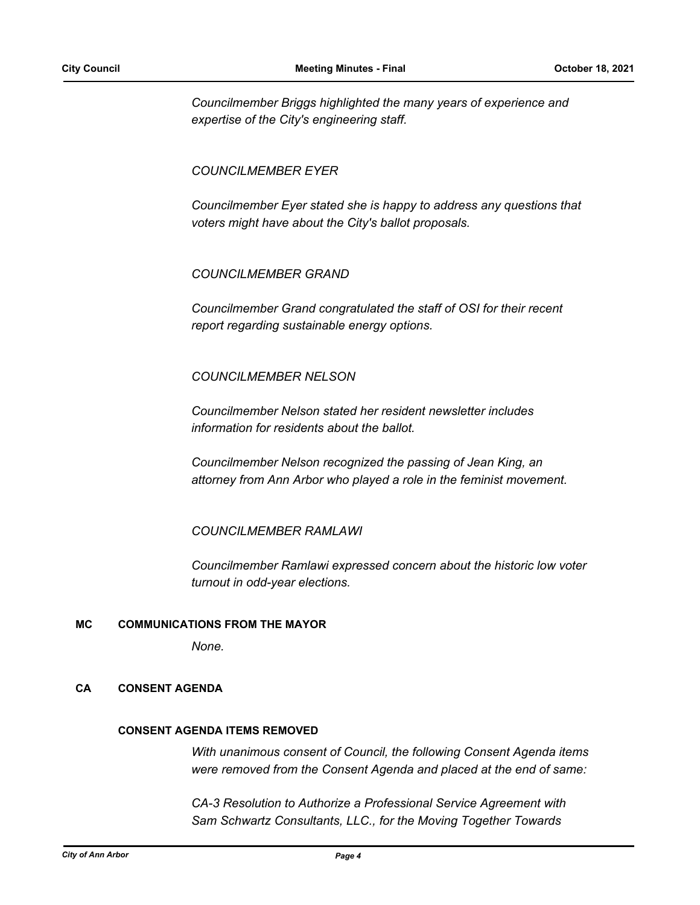*Councilmember Briggs highlighted the many years of experience and expertise of the City's engineering staff.*

*COUNCILMEMBER EYER*

*Councilmember Eyer stated she is happy to address any questions that voters might have about the City's ballot proposals.*

*COUNCILMEMBER GRAND*

*Councilmember Grand congratulated the staff of OSI for their recent report regarding sustainable energy options.*

*COUNCILMEMBER NELSON*

*Councilmember Nelson stated her resident newsletter includes information for residents about the ballot.*

*Councilmember Nelson recognized the passing of Jean King, an attorney from Ann Arbor who played a role in the feminist movement.*

*COUNCILMEMBER RAMLAWI*

*Councilmember Ramlawi expressed concern about the historic low voter turnout in odd-year elections.*

## MC COMMUNICATIONS FROM THE MAYOR

*None.*

## CA CONSENT AGENDA

### CONSENT AGENDA ITEMS REMOVED

*With unanimous consent of Council, the following Consent Agenda items were removed from the Consent Agenda and placed at the end of same:*

*CA-3 Resolution to Authorize a Professional Service Agreement with Sam Schwartz Consultants, LLC., for the Moving Together Towards*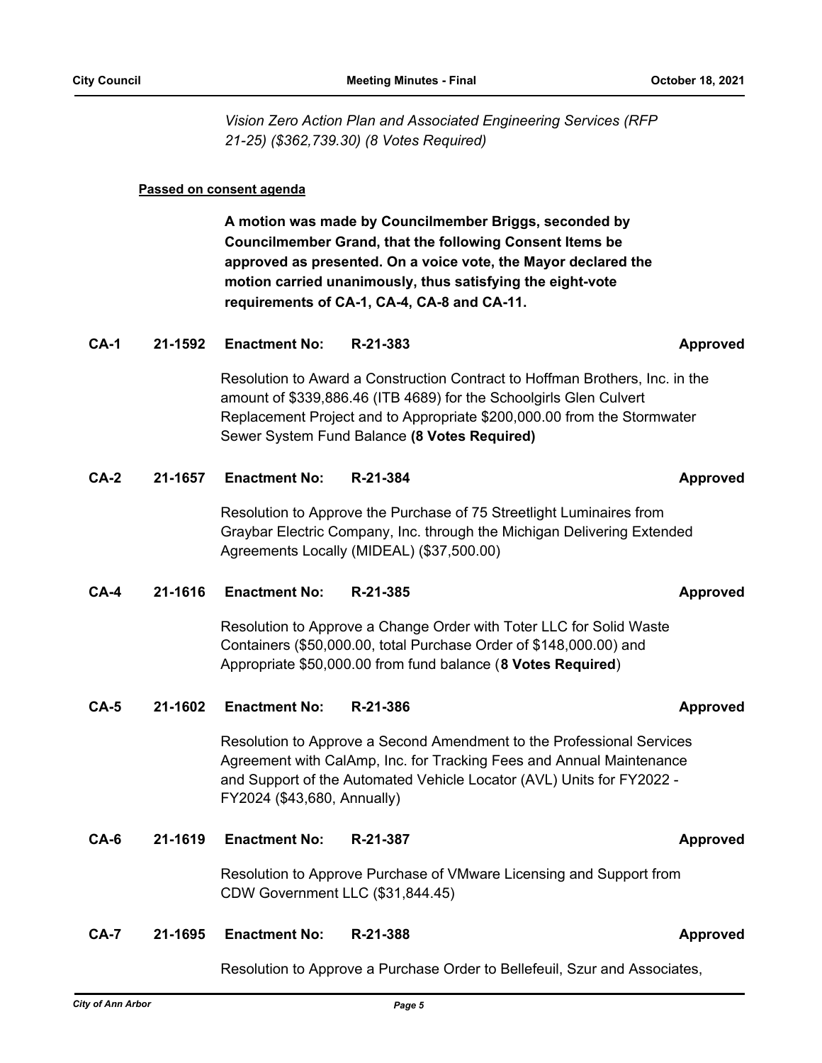*Vision Zero Action Plan and Associated Engineering Services (RFP 21-25) ($362,739.30) (8 Votes Required)*

**Passed on consent agenda**

**A motion was made by Councilmember Briggs, seconded by Councilmember Grand, that the following Consent Items be approved as presented. On a voice vote, the Mayor declared the motion carried unanimously, thus satisfying the eight-vote requirements of CA-1, CA-4, CA-8 and CA-11.**

**CA-1 21-1592 Enactment No: R-21-383 Approved**

Resolution to Award a Construction Contract to Hoffman Brothers, Inc. in the amount of $339,886.46 (ITB 4689) for the Schoolgirls Glen Culvert Replacement Project and to Appropriate $200,000.00 from the Stormwater Sewer System Fund Balance **(8 Votes Required)**

**CA-2 21-1657 Enactment No: R-21-384 Approved**

Resolution to Approve the Purchase of 75 Streetlight Luminaires from Graybar Electric Company, Inc. through the Michigan Delivering Extended Agreements Locally (MIDEAL) ($37,500.00)

**CA-4 21-1616 Enactment No: R-21-385 Approved**

Resolution to Approve a Change Order with Toter LLC for Solid Waste Containers ($50,000.00, total Purchase Order of $148,000.00) and Appropriate $50,000.00 from fund balance (**8 Votes Required**)

**CA-5 21-1602 Enactment No: R-21-386 Approved**

Resolution to Approve a Second Amendment to the Professional Services Agreement with CalAmp, Inc. for Tracking Fees and Annual Maintenance and Support of the Automated Vehicle Locator (AVL) Units for FY2022 - FY2024 ($43,680, Annually)

**CA-6 21-1619 Enactment No: R-21-387 Approved**

Resolution to Approve Purchase of VMware Licensing and Support from CDW Government LLC ($31,844.45)

**CA-7 21-1695 Enactment No: R-21-388 Approved**

Resolution to Approve a Purchase Order to Bellefeuil, Szur and Associates,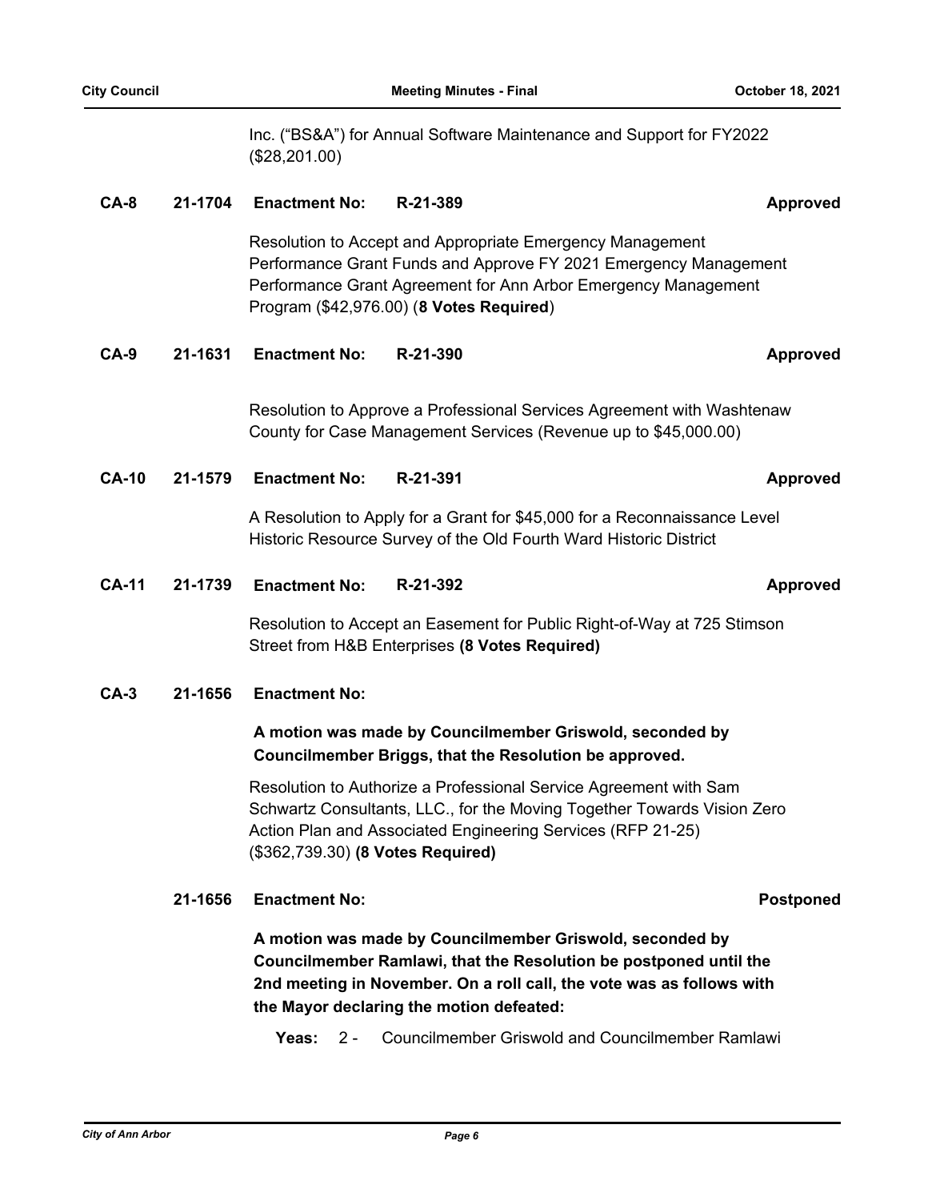Inc. ("BS&A") for Annual Software Maintenance and Support for FY2022 ($28,201.00)

**CA-8** **21-1704** **Enactment No:** **R-21-389** **Approved**

Resolution to Accept and Appropriate Emergency Management Performance Grant Funds and Approve FY 2021 Emergency Management Performance Grant Agreement for Ann Arbor Emergency Management Program ($42,976.00) (**8 Votes Required**)

**CA-9** **21-1631** **Enactment No:** **R-21-390** **Approved**

Resolution to Approve a Professional Services Agreement with Washtenaw County for Case Management Services (Revenue up to $45,000.00)

**CA-10** **21-1579** **Enactment No:** **R-21-391** **Approved**

A Resolution to Apply for a Grant for $45,000 for a Reconnaissance Level Historic Resource Survey of the Old Fourth Ward Historic District

**CA-11** **21-1739** **Enactment No:** **R-21-392** **Approved**

Resolution to Accept an Easement for Public Right-of-Way at 725 Stimson Street from H&B Enterprises **(8 Votes Required)**

**CA-3** **21-1656** **Enactment No:**

**A motion was made by Councilmember Griswold, seconded by Councilmember Briggs, that the Resolution be approved.**

Resolution to Authorize a Professional Service Agreement with Sam Schwartz Consultants, LLC., for the Moving Together Towards Vision Zero Action Plan and Associated Engineering Services (RFP 21-25) ($362,739.30) **(8 Votes Required)**

**21-1656** **Enactment No:** **Postponed**

**A motion was made by Councilmember Griswold, seconded by Councilmember Ramlawi, that the Resolution be postponed until the 2nd meeting in November. On a roll call, the vote was as follows with the Mayor declaring the motion defeated:**

**Yeas:** 2 - Councilmember Griswold and Councilmember Ramlawi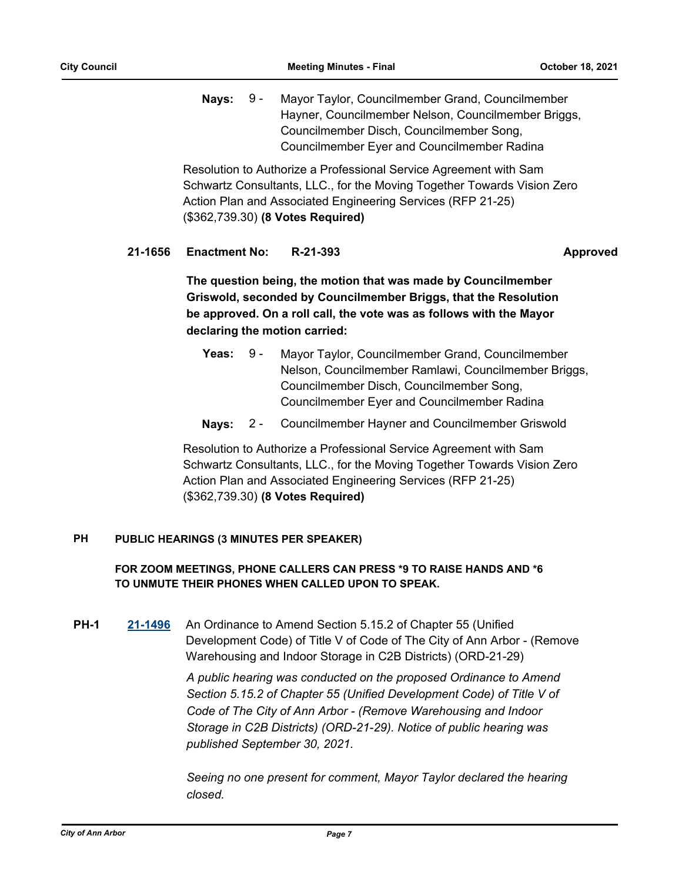**Nays:** 9 - Mayor Taylor, Councilmember Grand, Councilmember Hayner, Councilmember Nelson, Councilmember Briggs, Councilmember Disch, Councilmember Song, Councilmember Eyer and Councilmember Radina

Resolution to Authorize a Professional Service Agreement with Sam Schwartz Consultants, LLC., for the Moving Together Towards Vision Zero Action Plan and Associated Engineering Services (RFP 21-25) ($362,739.30) **(8 Votes Required)**

**21-1656 Enactment No: R-21-393 Approved**

**The question being, the motion that was made by Councilmember Griswold, seconded by Councilmember Briggs, that the Resolution be approved. On a roll call, the vote was as follows with the Mayor declaring the motion carried:**

**Yeas:** 9 - Mayor Taylor, Councilmember Grand, Councilmember Nelson, Councilmember Ramlawi, Councilmember Briggs, Councilmember Disch, Councilmember Song, Councilmember Eyer and Councilmember Radina

**Nays:** 2 - Councilmember Hayner and Councilmember Griswold

Resolution to Authorize a Professional Service Agreement with Sam Schwartz Consultants, LLC., for the Moving Together Towards Vision Zero Action Plan and Associated Engineering Services (RFP 21-25) ($362,739.30) **(8 Votes Required)**

## PH PUBLIC HEARINGS (3 MINUTES PER SPEAKER)

**FOR ZOOM MEETINGS, PHONE CALLERS CAN PRESS *9 TO RAISE HANDS AND *6 TO UNMUTE THEIR PHONES WHEN CALLED UPON TO SPEAK.**

**PH-1** **21-1496** An Ordinance to Amend Section 5.15.2 of Chapter 55 (Unified Development Code) of Title V of Code of The City of Ann Arbor - (Remove Warehousing and Indoor Storage in C2B Districts) (ORD-21-29)

*A public hearing was conducted on the proposed Ordinance to Amend Section 5.15.2 of Chapter 55 (Unified Development Code) of Title V of Code of The City of Ann Arbor - (Remove Warehousing and Indoor Storage in C2B Districts) (ORD-21-29). Notice of public hearing was published September 30, 2021.*

*Seeing no one present for comment, Mayor Taylor declared the hearing closed.*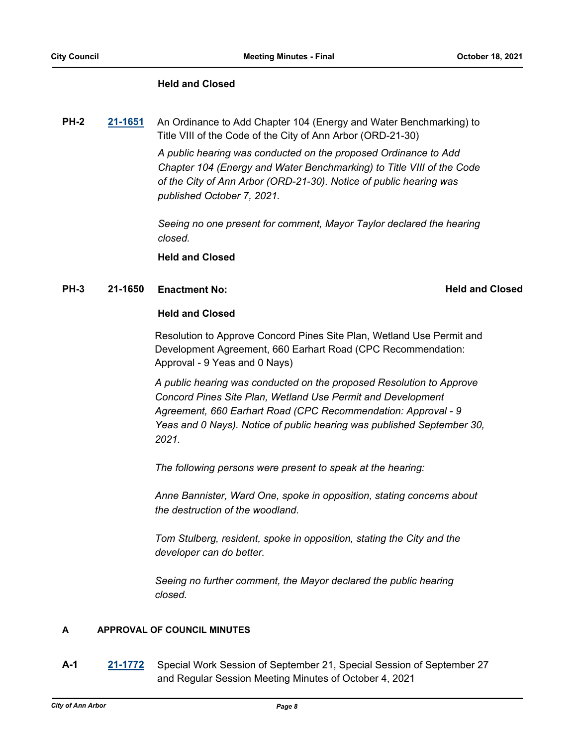**Held and Closed**

**PH-2** 21-1651 An Ordinance to Add Chapter 104 (Energy and Water Benchmarking) to Title VIII of the Code of the City of Ann Arbor (ORD-21-30)

*A public hearing was conducted on the proposed Ordinance to Add Chapter 104 (Energy and Water Benchmarking) to Title VIII of the Code of the City of Ann Arbor (ORD-21-30). Notice of public hearing was published October 7, 2021.*

*Seeing no one present for comment, Mayor Taylor declared the hearing closed.*

**Held and Closed**

**PH-3** 21-1650 **Enactment No:** **Held and Closed**

**Held and Closed**

Resolution to Approve Concord Pines Site Plan, Wetland Use Permit and Development Agreement, 660 Earhart Road (CPC Recommendation: Approval - 9 Yeas and 0 Nays)

*A public hearing was conducted on the proposed Resolution to Approve Concord Pines Site Plan, Wetland Use Permit and Development Agreement, 660 Earhart Road (CPC Recommendation: Approval - 9 Yeas and 0 Nays). Notice of public hearing was published September 30, 2021.*

*The following persons were present to speak at the hearing:*

*Anne Bannister, Ward One, spoke in opposition, stating concerns about the destruction of the woodland.*

*Tom Stulberg, resident, spoke in opposition, stating the City and the developer can do better.*

*Seeing no further comment, the Mayor declared the public hearing closed.*

## A APPROVAL OF COUNCIL MINUTES

**A-1** 21-1772 Special Work Session of September 21, Special Session of September 27 and Regular Session Meeting Minutes of October 4, 2021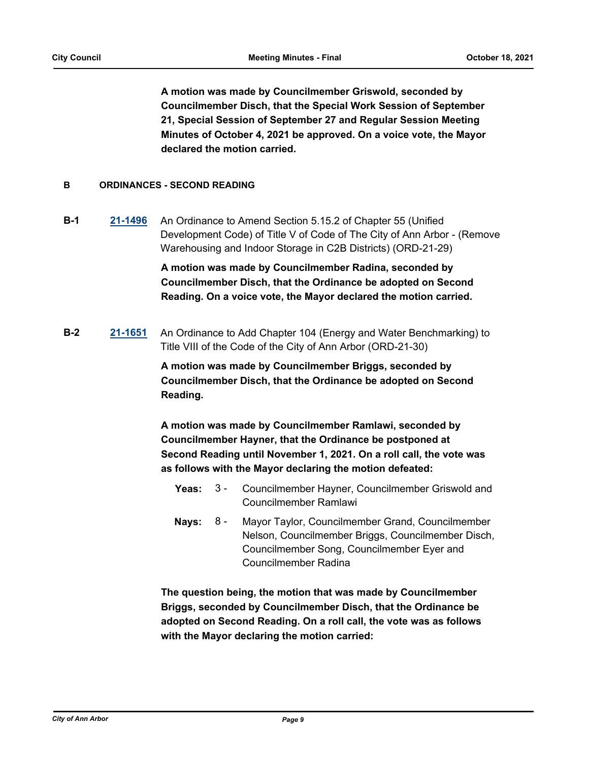**A motion was made by Councilmember Griswold, seconded by Councilmember Disch, that the Special Work Session of September 21, Special Session of September 27 and Regular Session Meeting Minutes of October 4, 2021 be approved. On a voice vote, the Mayor declared the motion carried.**

## B ORDINANCES - SECOND READING

**B-1** **21-1496** An Ordinance to Amend Section 5.15.2 of Chapter 55 (Unified Development Code) of Title V of Code of The City of Ann Arbor - (Remove Warehousing and Indoor Storage in C2B Districts) (ORD-21-29)

**A motion was made by Councilmember Radina, seconded by Councilmember Disch, that the Ordinance be adopted on Second Reading. On a voice vote, the Mayor declared the motion carried.**

**B-2** **21-1651** An Ordinance to Add Chapter 104 (Energy and Water Benchmarking) to Title VIII of the Code of the City of Ann Arbor (ORD-21-30)

**A motion was made by Councilmember Briggs, seconded by Councilmember Disch, that the Ordinance be adopted on Second Reading.**

**A motion was made by Councilmember Ramlawi, seconded by Councilmember Hayner, that the Ordinance be postponed at Second Reading until November 1, 2021. On a roll call, the vote was as follows with the Mayor declaring the motion defeated:**

**Yeas:** 3 - Councilmember Hayner, Councilmember Griswold and Councilmember Ramlawi

**Nays:** 8 - Mayor Taylor, Councilmember Grand, Councilmember Nelson, Councilmember Briggs, Councilmember Disch, Councilmember Song, Councilmember Eyer and Councilmember Radina

**The question being, the motion that was made by Councilmember Briggs, seconded by Councilmember Disch, that the Ordinance be adopted on Second Reading. On a roll call, the vote was as follows with the Mayor declaring the motion carried:**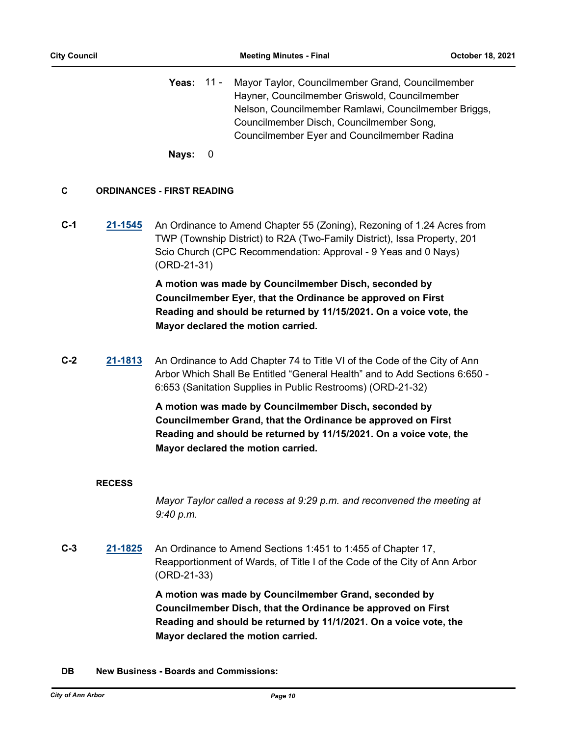**Yeas:** 11 - Mayor Taylor, Councilmember Grand, Councilmember Hayner, Councilmember Griswold, Councilmember Nelson, Councilmember Ramlawi, Councilmember Briggs, Councilmember Disch, Councilmember Song, Councilmember Eyer and Councilmember Radina

**Nays:** 0

## C ORDINANCES - FIRST READING

**C-1** **21-1545** An Ordinance to Amend Chapter 55 (Zoning), Rezoning of 1.24 Acres from TWP (Township District) to R2A (Two-Family District), Issa Property, 201 Scio Church (CPC Recommendation: Approval - 9 Yeas and 0 Nays) (ORD-21-31)

**A motion was made by Councilmember Disch, seconded by Councilmember Eyer, that the Ordinance be approved on First Reading and should be returned by 11/15/2021. On a voice vote, the Mayor declared the motion carried.**

**C-2** **21-1813** An Ordinance to Add Chapter 74 to Title VI of the Code of the City of Ann Arbor Which Shall Be Entitled "General Health" and to Add Sections 6:650 - 6:653 (Sanitation Supplies in Public Restrooms) (ORD-21-32)

**A motion was made by Councilmember Disch, seconded by Councilmember Grand, that the Ordinance be approved on First Reading and should be returned by 11/15/2021. On a voice vote, the Mayor declared the motion carried.**

### RECESS

*Mayor Taylor called a recess at 9:29 p.m. and reconvened the meeting at 9:40 p.m.*

**C-3** **21-1825** An Ordinance to Amend Sections 1:451 to 1:455 of Chapter 17, Reapportionment of Wards, of Title I of the Code of the City of Ann Arbor (ORD-21-33)

**A motion was made by Councilmember Grand, seconded by Councilmember Disch, that the Ordinance be approved on First Reading and should be returned by 11/1/2021. On a voice vote, the Mayor declared the motion carried.**

## DB New Business - Boards and Commissions: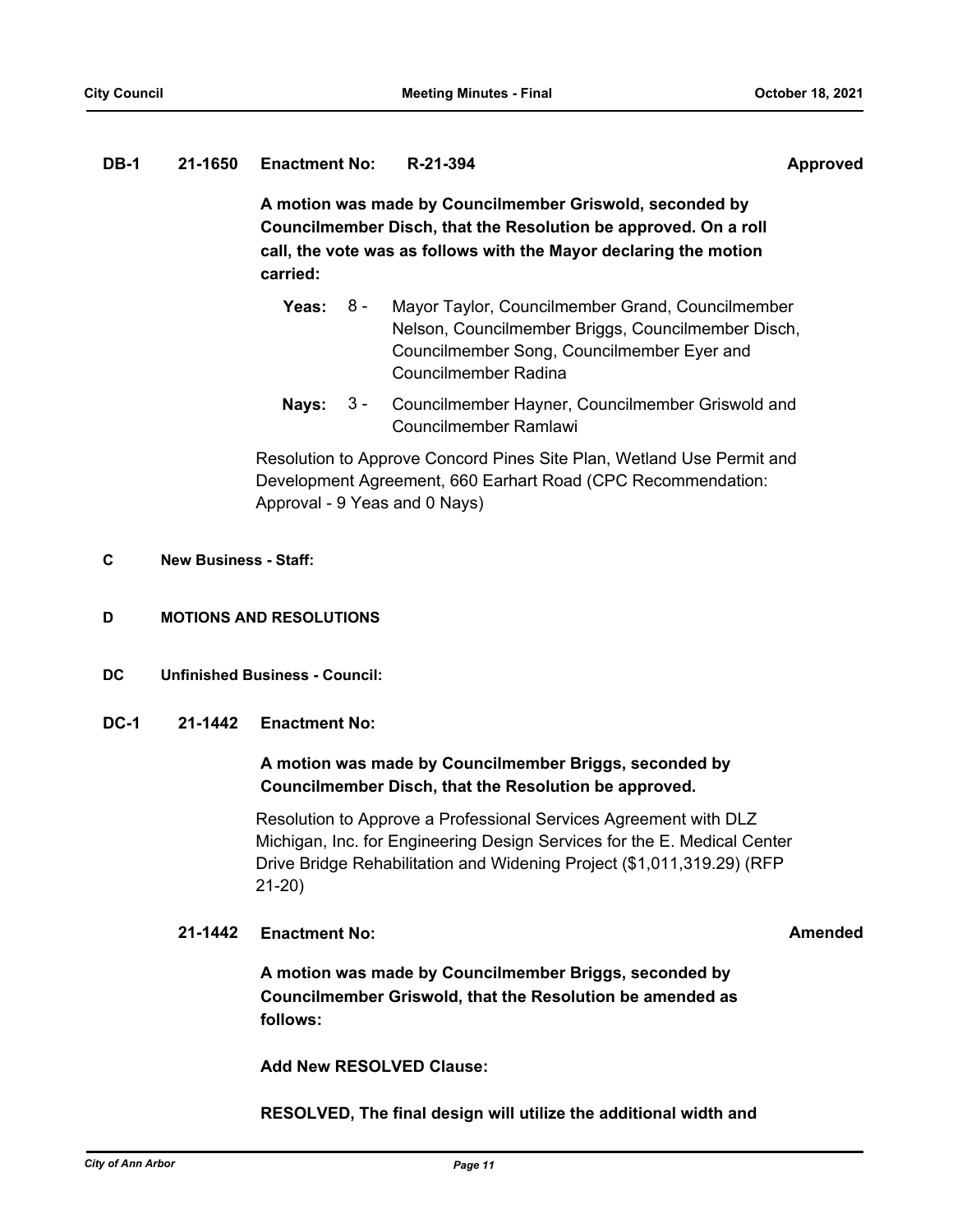**DB-1 21-1650 Enactment No: R-21-394 Approved**

**A motion was made by Councilmember Griswold, seconded by Councilmember Disch, that the Resolution be approved. On a roll call, the vote was as follows with the Mayor declaring the motion carried:**

**Yeas:** 8 - Mayor Taylor, Councilmember Grand, Councilmember Nelson, Councilmember Briggs, Councilmember Disch, Councilmember Song, Councilmember Eyer and Councilmember Radina

**Nays:** 3 - Councilmember Hayner, Councilmember Griswold and Councilmember Ramlawi

Resolution to Approve Concord Pines Site Plan, Wetland Use Permit and Development Agreement, 660 Earhart Road (CPC Recommendation: Approval - 9 Yeas and 0 Nays)

## C New Business - Staff:

## D MOTIONS AND RESOLUTIONS

## DC Unfinished Business - Council:

**DC-1 21-1442 Enactment No:**

**A motion was made by Councilmember Briggs, seconded by Councilmember Disch, that the Resolution be approved.**

Resolution to Approve a Professional Services Agreement with DLZ Michigan, Inc. for Engineering Design Services for the E. Medical Center Drive Bridge Rehabilitation and Widening Project ($1,011,319.29) (RFP 21-20)

**21-1442 Enactment No: Amended**

**A motion was made by Councilmember Briggs, seconded by Councilmember Griswold, that the Resolution be amended as follows:**

**Add New RESOLVED Clause:**

**RESOLVED, The final design will utilize the additional width and**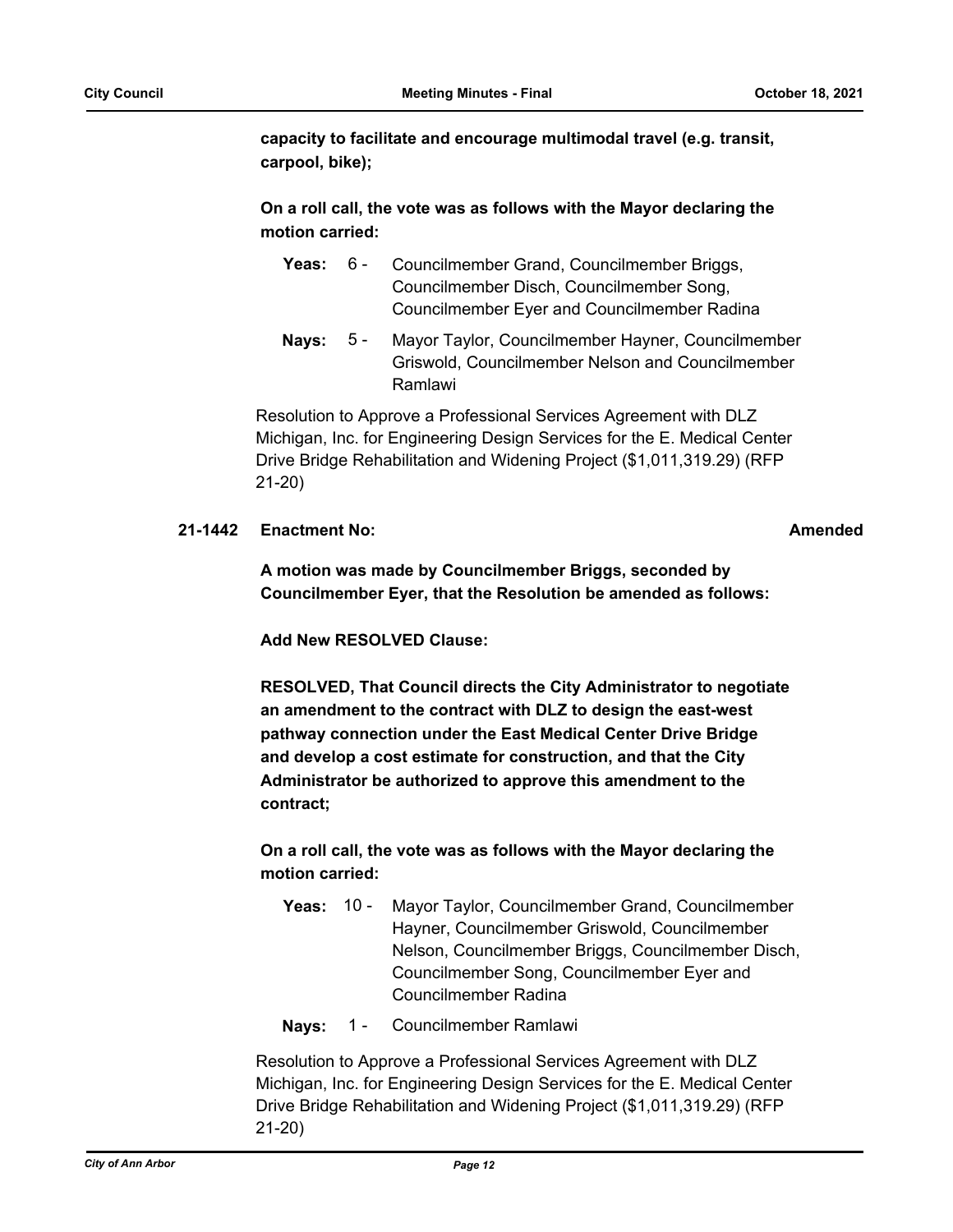**capacity to facilitate and encourage multimodal travel (e.g. transit, carpool, bike);**

**On a roll call, the vote was as follows with the Mayor declaring the motion carried:**

**Yeas:** 6 - Councilmember Grand, Councilmember Briggs, Councilmember Disch, Councilmember Song, Councilmember Eyer and Councilmember Radina

**Nays:** 5 - Mayor Taylor, Councilmember Hayner, Councilmember Griswold, Councilmember Nelson and Councilmember Ramlawi

Resolution to Approve a Professional Services Agreement with DLZ Michigan, Inc. for Engineering Design Services for the E. Medical Center Drive Bridge Rehabilitation and Widening Project ($1,011,319.29) (RFP 21-20)

**21-1442 Enactment No:** **Amended**

**A motion was made by Councilmember Briggs, seconded by Councilmember Eyer, that the Resolution be amended as follows:**

**Add New RESOLVED Clause:**

**RESOLVED, That Council directs the City Administrator to negotiate an amendment to the contract with DLZ to design the east-west pathway connection under the East Medical Center Drive Bridge and develop a cost estimate for construction, and that the City Administrator be authorized to approve this amendment to the contract;**

**On a roll call, the vote was as follows with the Mayor declaring the motion carried:**

**Yeas:** 10 - Mayor Taylor, Councilmember Grand, Councilmember Hayner, Councilmember Griswold, Councilmember Nelson, Councilmember Briggs, Councilmember Disch, Councilmember Song, Councilmember Eyer and Councilmember Radina

**Nays:** 1 - Councilmember Ramlawi

Resolution to Approve a Professional Services Agreement with DLZ Michigan, Inc. for Engineering Design Services for the E. Medical Center Drive Bridge Rehabilitation and Widening Project ($1,011,319.29) (RFP 21-20)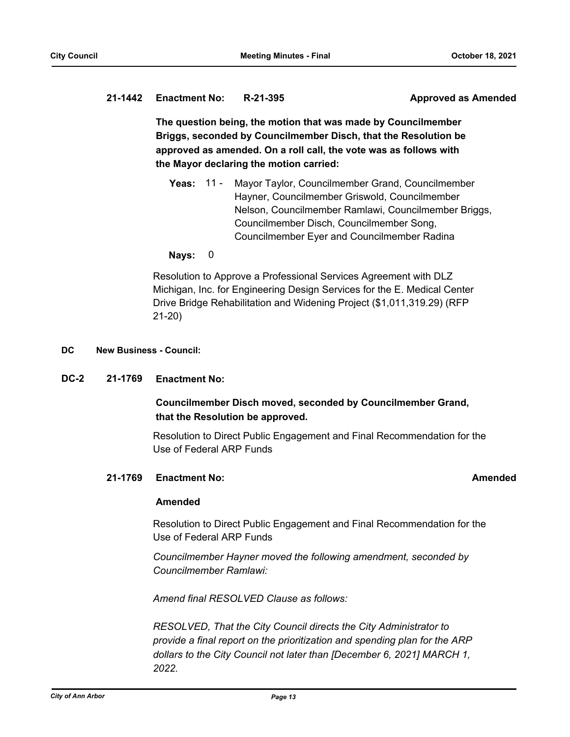**21-1442 Enactment No: R-21-395 Approved as Amended**

**The question being, the motion that was made by Councilmember Briggs, seconded by Councilmember Disch, that the Resolution be approved as amended. On a roll call, the vote was as follows with the Mayor declaring the motion carried:**

**Yeas:** 11 - Mayor Taylor, Councilmember Grand, Councilmember Hayner, Councilmember Griswold, Councilmember Nelson, Councilmember Ramlawi, Councilmember Briggs, Councilmember Disch, Councilmember Song, Councilmember Eyer and Councilmember Radina

**Nays:** 0

Resolution to Approve a Professional Services Agreement with DLZ Michigan, Inc. for Engineering Design Services for the E. Medical Center Drive Bridge Rehabilitation and Widening Project ($1,011,319.29) (RFP 21-20)

## DC New Business - Council:

**DC-2 21-1769 Enactment No:**

**Councilmember Disch moved, seconded by Councilmember Grand, that the Resolution be approved.**

Resolution to Direct Public Engagement and Final Recommendation for the Use of Federal ARP Funds

**21-1769 Enactment No: Amended**

**Amended**

Resolution to Direct Public Engagement and Final Recommendation for the Use of Federal ARP Funds

*Councilmember Hayner moved the following amendment, seconded by Councilmember Ramlawi:*

*Amend final RESOLVED Clause as follows:*

*RESOLVED, That the City Council directs the City Administrator to provide a final report on the prioritization and spending plan for the ARP dollars to the City Council not later than [December 6, 2021] MARCH 1, 2022.*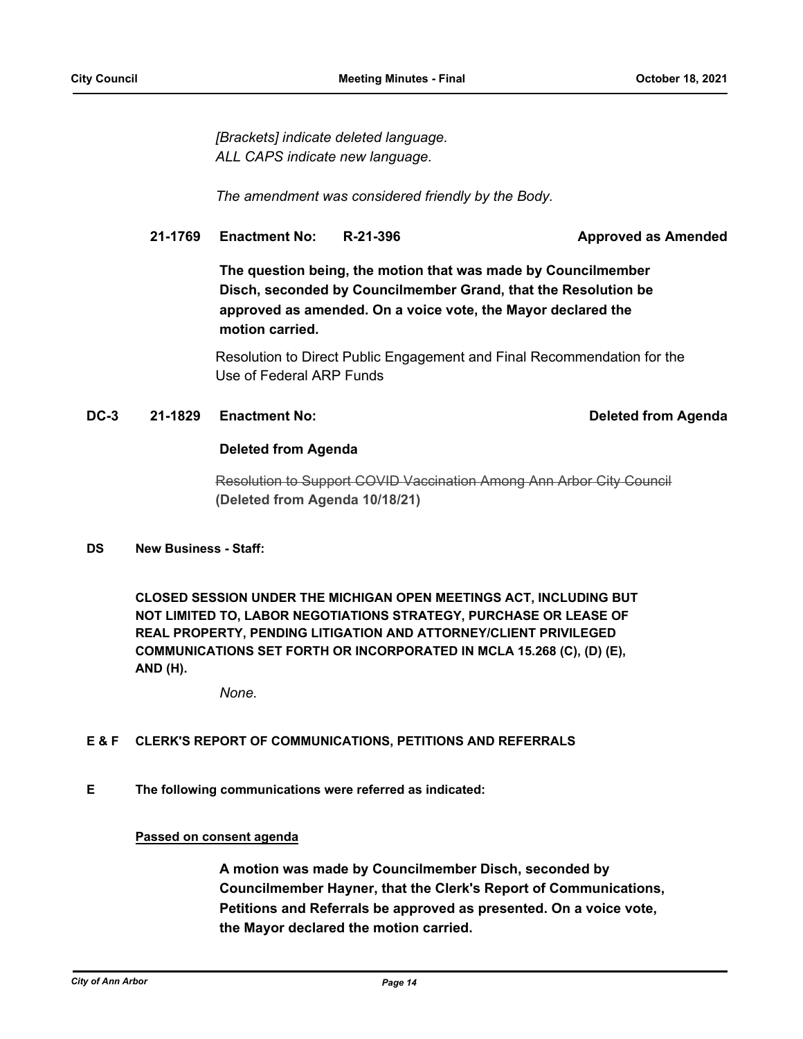*[Brackets] indicate deleted language.*
*ALL CAPS indicate new language.*

*The amendment was considered friendly by the Body.*

**21-1769 Enactment No: R-21-396 Approved as Amended**

**The question being, the motion that was made by Councilmember Disch, seconded by Councilmember Grand, that the Resolution be approved as amended. On a voice vote, the Mayor declared the motion carried.**

Resolution to Direct Public Engagement and Final Recommendation for the Use of Federal ARP Funds

**DC-3 21-1829 Enactment No: Deleted from Agenda**

**Deleted from Agenda**

~~Resolution to Support COVID Vaccination Among Ann Arbor City Council~~
**(Deleted from Agenda 10/18/21)**

## DS New Business - Staff:

**CLOSED SESSION UNDER THE MICHIGAN OPEN MEETINGS ACT, INCLUDING BUT NOT LIMITED TO, LABOR NEGOTIATIONS STRATEGY, PURCHASE OR LEASE OF REAL PROPERTY, PENDING LITIGATION AND ATTORNEY/CLIENT PRIVILEGED COMMUNICATIONS SET FORTH OR INCORPORATED IN MCLA 15.268 (C), (D) (E), AND (H).**

*None.*

## E & F CLERK'S REPORT OF COMMUNICATIONS, PETITIONS AND REFERRALS

## E The following communications were referred as indicated:

**Passed on consent agenda**

**A motion was made by Councilmember Disch, seconded by Councilmember Hayner, that the Clerk's Report of Communications, Petitions and Referrals be approved as presented. On a voice vote, the Mayor declared the motion carried.**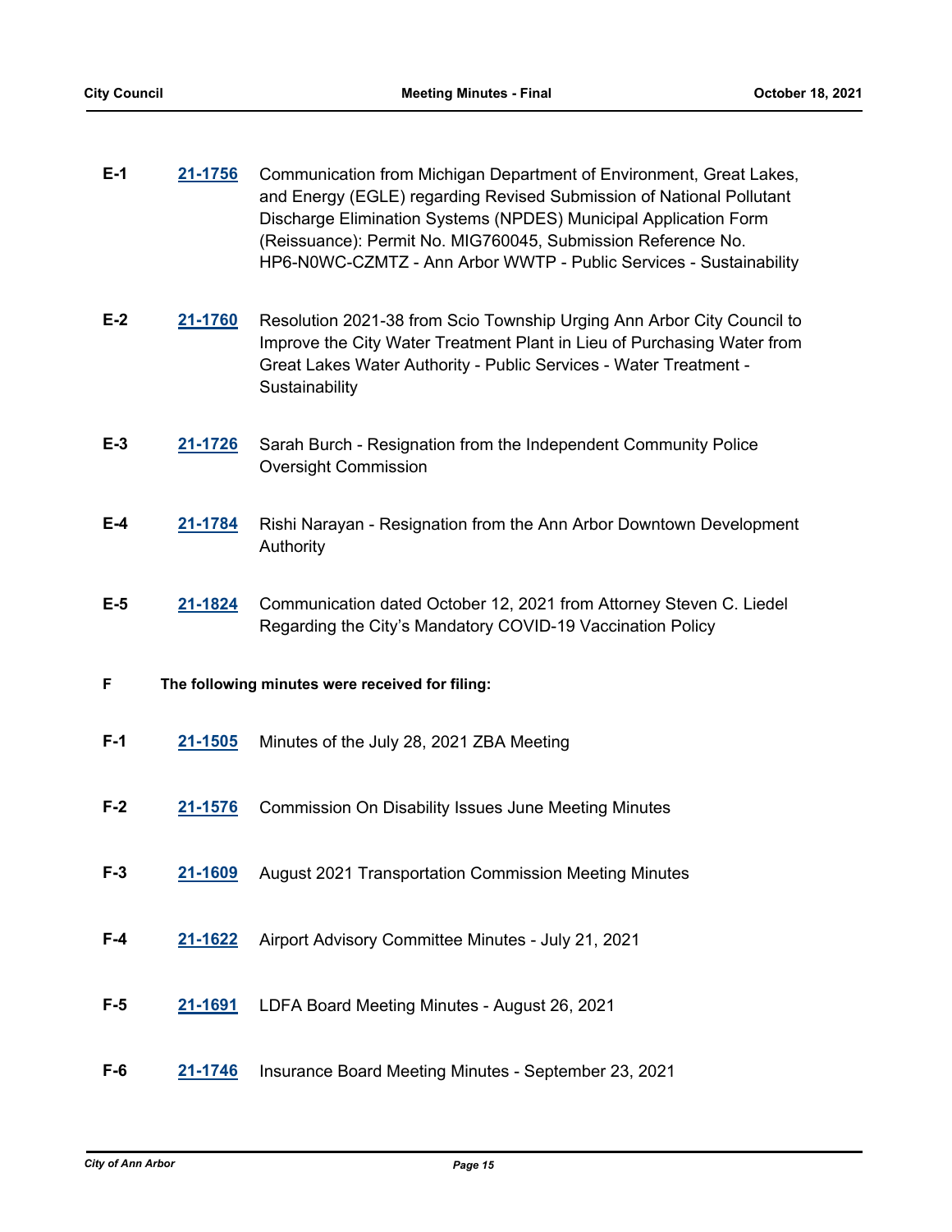**E-1** **21-1756** Communication from Michigan Department of Environment, Great Lakes, and Energy (EGLE) regarding Revised Submission of National Pollutant Discharge Elimination Systems (NPDES) Municipal Application Form (Reissuance): Permit No. MIG760045, Submission Reference No. HP6-N0WC-CZMTZ - Ann Arbor WWTP - Public Services - Sustainability

**E-2** **21-1760** Resolution 2021-38 from Scio Township Urging Ann Arbor City Council to Improve the City Water Treatment Plant in Lieu of Purchasing Water from Great Lakes Water Authority - Public Services - Water Treatment - Sustainability

**E-3** **21-1726** Sarah Burch - Resignation from the Independent Community Police Oversight Commission

**E-4** **21-1784** Rishi Narayan - Resignation from the Ann Arbor Downtown Development Authority

**E-5** **21-1824** Communication dated October 12, 2021 from Attorney Steven C. Liedel Regarding the City's Mandatory COVID-19 Vaccination Policy

**F** **The following minutes were received for filing:**

**F-1** **21-1505** Minutes of the July 28, 2021 ZBA Meeting

**F-2** **21-1576** Commission On Disability Issues June Meeting Minutes

**F-3** **21-1609** August 2021 Transportation Commission Meeting Minutes

**F-4** **21-1622** Airport Advisory Committee Minutes - July 21, 2021

**F-5** **21-1691** LDFA Board Meeting Minutes - August 26, 2021

**F-6** **21-1746** Insurance Board Meeting Minutes - September 23, 2021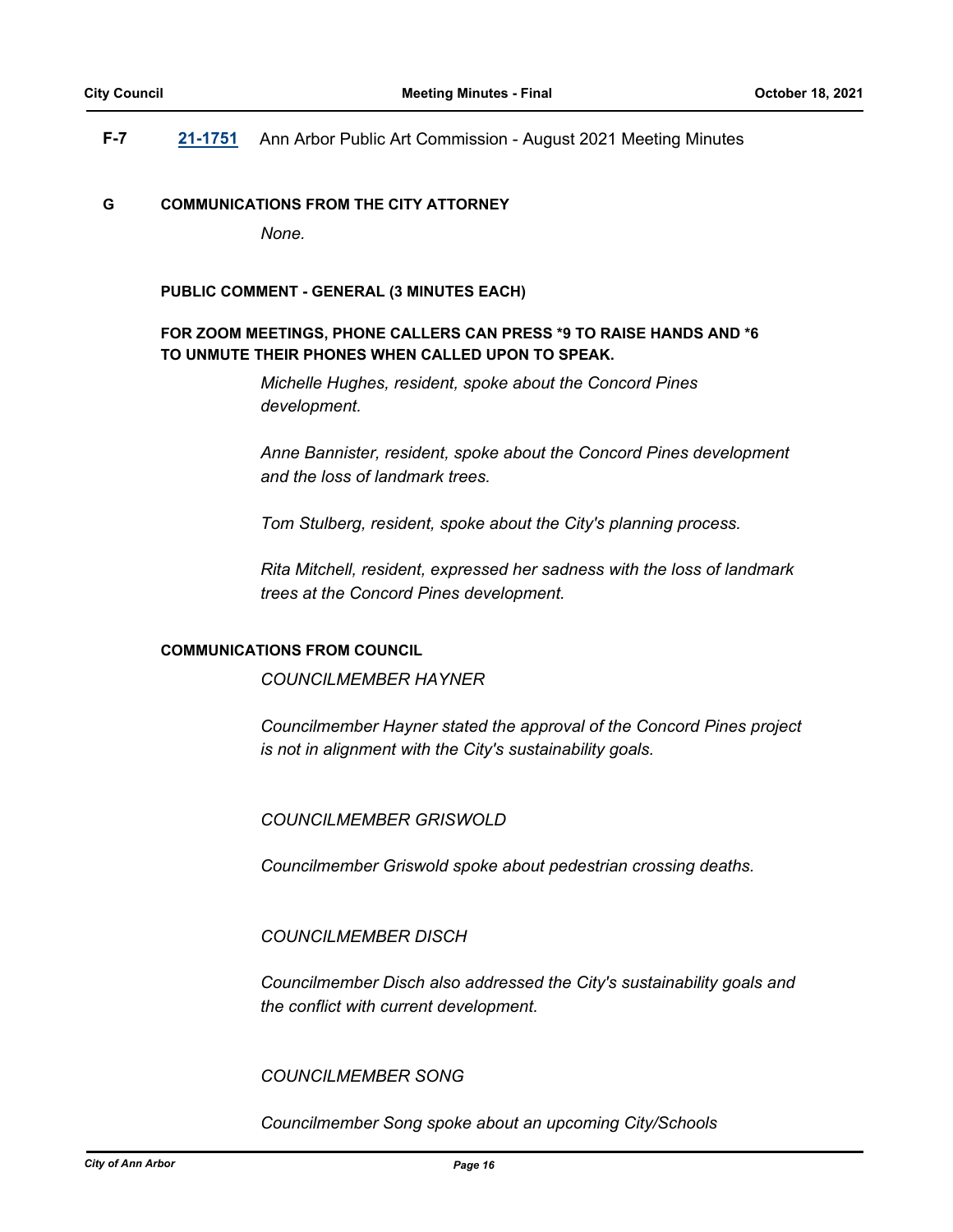**F-7** **21-1751** Ann Arbor Public Art Commission - August 2021 Meeting Minutes

**G COMMUNICATIONS FROM THE CITY ATTORNEY**

*None.*

**PUBLIC COMMENT - GENERAL (3 MINUTES EACH)**

**FOR ZOOM MEETINGS, PHONE CALLERS CAN PRESS *9 TO RAISE HANDS AND *6 TO UNMUTE THEIR PHONES WHEN CALLED UPON TO SPEAK.**

*Michelle Hughes, resident, spoke about the Concord Pines development.*

*Anne Bannister, resident, spoke about the Concord Pines development and the loss of landmark trees.*

*Tom Stulberg, resident, spoke about the City's planning process.*

*Rita Mitchell, resident, expressed her sadness with the loss of landmark trees at the Concord Pines development.*

**COMMUNICATIONS FROM COUNCIL**

*COUNCILMEMBER HAYNER*

*Councilmember Hayner stated the approval of the Concord Pines project is not in alignment with the City's sustainability goals.*

*COUNCILMEMBER GRISWOLD*

*Councilmember Griswold spoke about pedestrian crossing deaths.*

*COUNCILMEMBER DISCH*

*Councilmember Disch also addressed the City's sustainability goals and the conflict with current development.*

*COUNCILMEMBER SONG*

*Councilmember Song spoke about an upcoming City/Schools*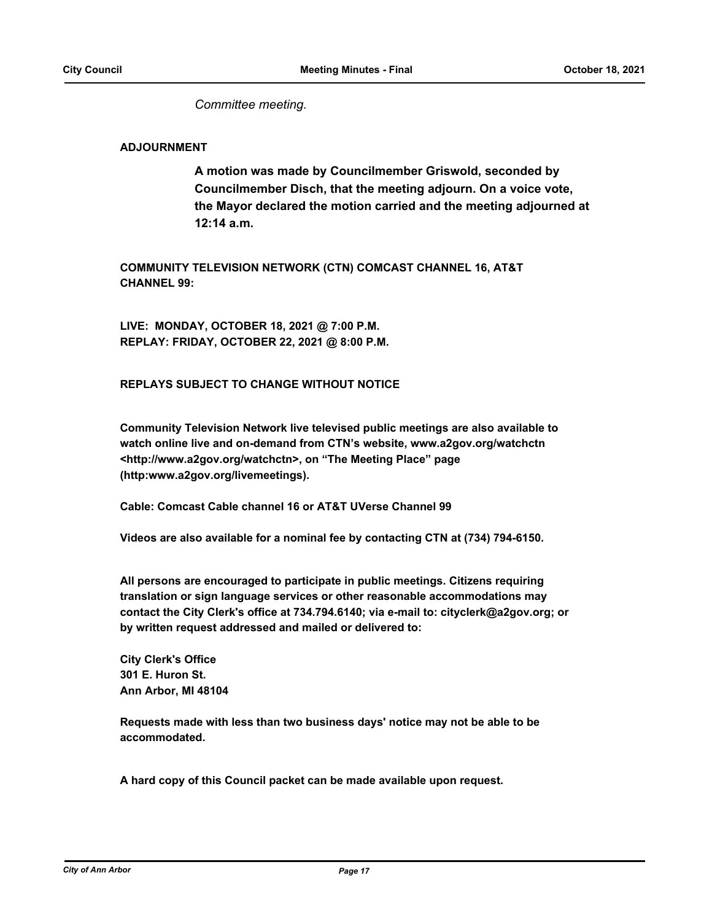*Committee meeting.*

## ADJOURNMENT

**A motion was made by Councilmember Griswold, seconded by Councilmember Disch, that the meeting adjourn. On a voice vote, the Mayor declared the motion carried and the meeting adjourned at 12:14 a.m.**

**COMMUNITY TELEVISION NETWORK (CTN) COMCAST CHANNEL 16, AT&T CHANNEL 99:**

**LIVE: MONDAY, OCTOBER 18, 2021 @ 7:00 P.M.**
**REPLAY: FRIDAY, OCTOBER 22, 2021 @ 8:00 P.M.**

**REPLAYS SUBJECT TO CHANGE WITHOUT NOTICE**

**Community Television Network live televised public meetings are also available to watch online live and on-demand from CTN's website, www.a2gov.org/watchctn <http://www.a2gov.org/watchctn>, on "The Meeting Place" page (http:www.a2gov.org/livemeetings).**

**Cable: Comcast Cable channel 16 or AT&T UVerse Channel 99**

**Videos are also available for a nominal fee by contacting CTN at (734) 794-6150.**

**All persons are encouraged to participate in public meetings. Citizens requiring translation or sign language services or other reasonable accommodations may contact the City Clerk's office at 734.794.6140; via e-mail to: cityclerk@a2gov.org; or by written request addressed and mailed or delivered to:**

**City Clerk's Office**
**301 E. Huron St.**
**Ann Arbor, MI 48104**

**Requests made with less than two business days' notice may not be able to be accommodated.**

**A hard copy of this Council packet can be made available upon request.**